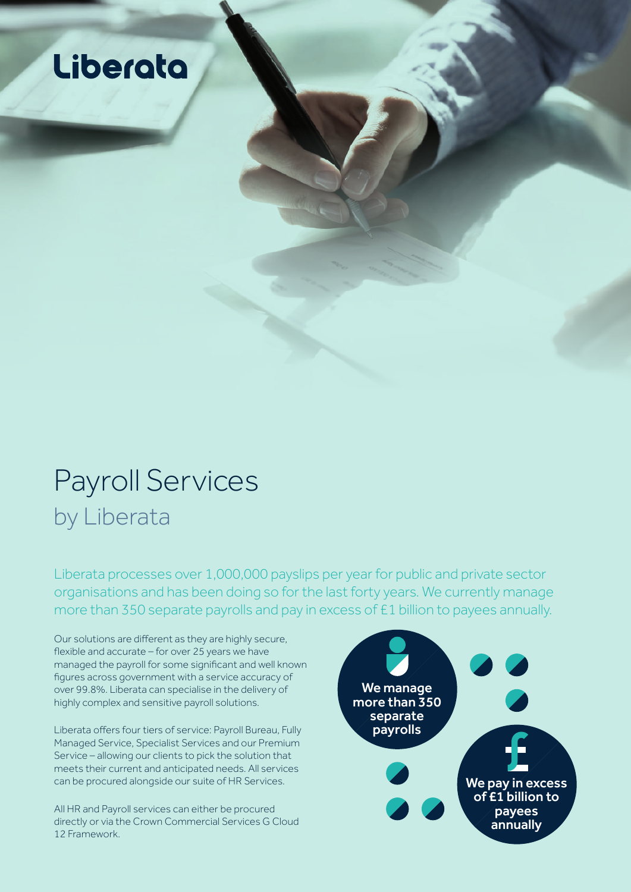Liberata

# Payroll Services

## by Liberata

Liberata processes over 1,000,000 payslips per year for public and private sector organisations and has been doing so for the last forty years. We currently manage more than 350 separate payrolls and pay in excess of £1 billion to payees annually.

Our solutions are different as they are highly secure, flexible and accurate – for over 25 years we have managed the payroll for some significant and well known figures across government with a service accuracy of over 99.8%. Liberata can specialise in the delivery of highly complex and sensitive payroll solutions.

Liberata offers four tiers of service: Payroll Bureau, Fully Managed Service, Specialist Services and our Premium Service – allowing our clients to pick the solution that meets their current and anticipated needs. All services can be procured alongside our suite of HR Services.

All HR and Payroll services can either be procured directly or via the Crown Commercial Services G Cloud 12 Framework.

**We manage more than 350 separate payrolls**

**We pay in excess of £1 billion to payees annually**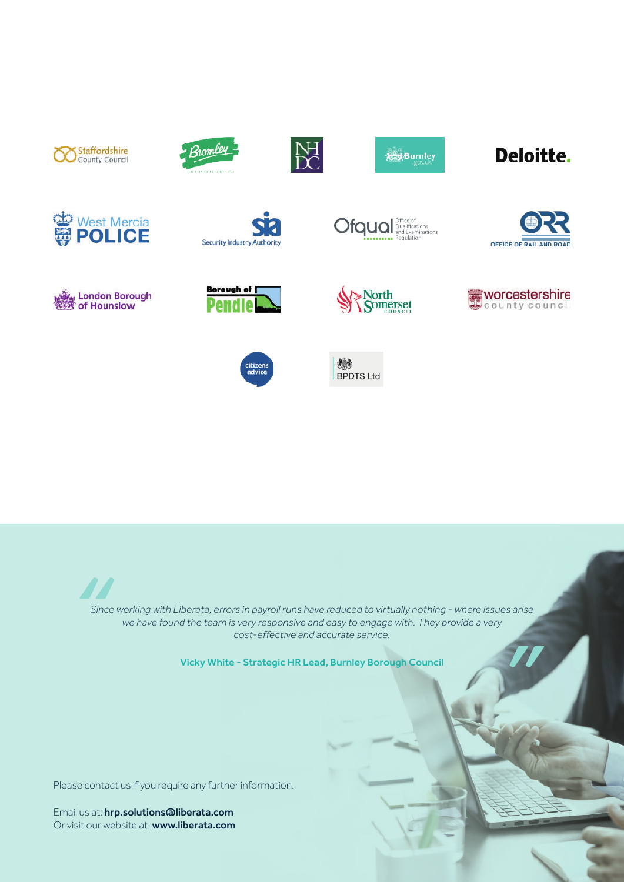Staffordshire County Council

Bromley

NHDC

Burnley gov.uk

Deloitte.

West Mercia POLICE

sia Security Industry Authority

Ofqual Office of Qualifications and Examinations Regulation

ORR OFFICE OF RAIL AND ROAD

London Borough of Hounslow

Borough of Pendle

North Somerset Council

worcestershire county council

citizens advice

BPDTS Ltd

*Since working with Liberata, errors in payroll runs have reduced to virtually nothing - where issues arise we have found the team is very responsive and easy to engage with. They provide a very cost-effective and accurate service.*

**Vicky White - Strategic HR Lead, Burnley Borough Council**

Please contact us if you require any further information.

Email us at: **hrp.solutions@liberata.com**
Or visit our website at: **www.liberata.com**